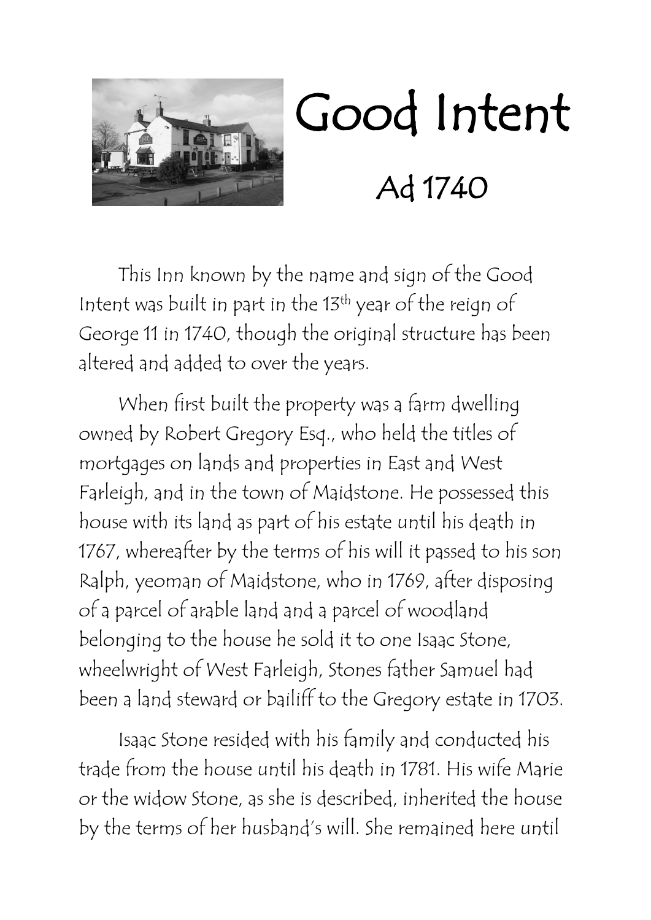# Good Intent

## Ad 1740

This Inn known by the name and sign of the Good Intent was built in part in the 13th year of the reign of George 11 in 1740, though the original structure has been altered and added to over the years.

When first built the property was a farm dwelling owned by Robert Gregory Esq., who held the titles of mortgages on lands and properties in East and West Farleigh, and in the town of Maidstone. He possessed this house with its land as part of his estate until his death in 1767, whereafter by the terms of his will it passed to his son Ralph, yeoman of Maidstone, who in 1769, after disposing of a parcel of arable land and a parcel of woodland belonging to the house he sold it to one Isaac Stone, wheelwright of West Farleigh, Stones father Samuel had been a land steward or bailiff to the Gregory estate in 1703.

Isaac Stone resided with his family and conducted his trade from the house until his death in 1781. His wife Marie or the widow Stone, as she is described, inherited the house by the terms of her husband's will. She remained here until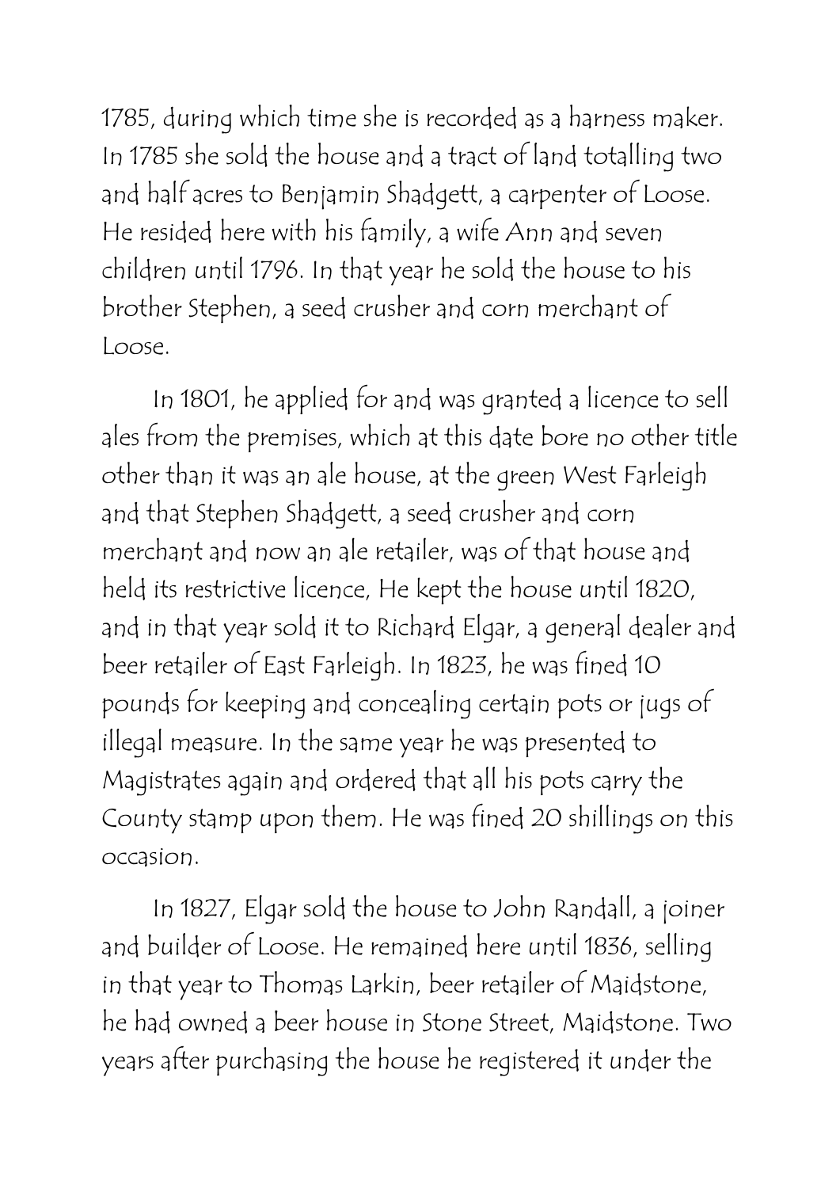1785, during which time she is recorded as a harness maker. In 1785 she sold the house and a tract of land totalling two and half acres to Benjamin Shadgett, a carpenter of Loose. He resided here with his family, a wife Ann and seven children until 1796. In that year he sold the house to his brother Stephen, a seed crusher and corn merchant of Loose.

In 1801, he applied for and was granted a licence to sell ales from the premises, which at this date bore no other title other than it was an ale house, at the green West Farleigh and that Stephen Shadgett, a seed crusher and corn merchant and now an ale retailer, was of that house and held its restrictive licence, He kept the house until 1820, and in that year sold it to Richard Elgar, a general dealer and beer retailer of East Farleigh. In 1823, he was fined 10 pounds for keeping and concealing certain pots or jugs of illegal measure. In the same year he was presented to Magistrates again and ordered that all his pots carry the County stamp upon them. He was fined 20 shillings on this occasion.

In 1827, Elgar sold the house to John Randall, a joiner and builder of Loose. He remained here until 1836, selling in that year to Thomas Larkin, beer retailer of Maidstone, he had owned a beer house in Stone Street, Maidstone. Two years after purchasing the house he registered it under the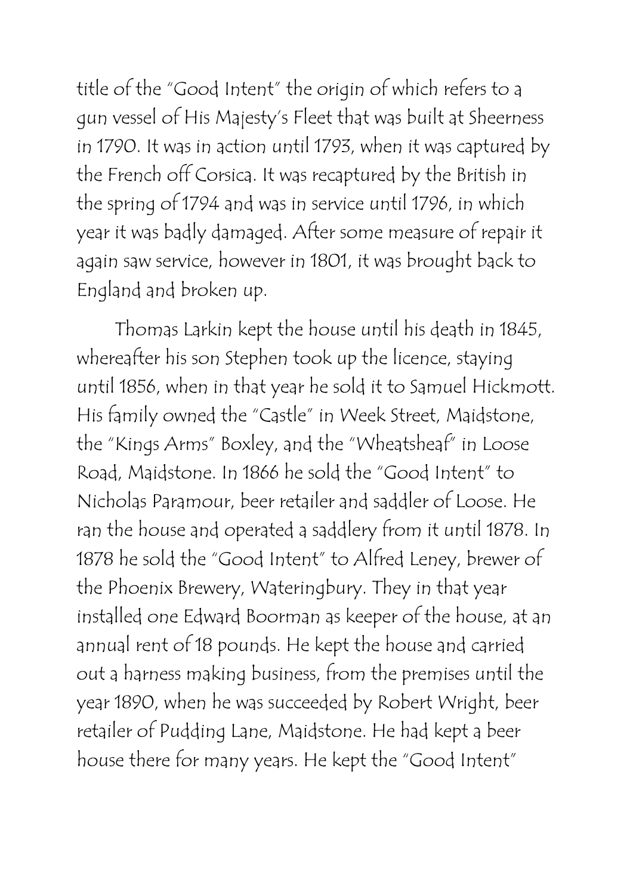title of the "Good Intent" the origin of which refers to a gun vessel of His Majesty's Fleet that was built at Sheerness in 1790. It was in action until 1793, when it was captured by the French off Corsica. It was recaptured by the British in the spring of 1794 and was in service until 1796, in which year it was badly damaged. After some measure of repair it again saw service, however in 1801, it was brought back to England and broken up.

Thomas Larkin kept the house until his death in 1845, whereafter his son Stephen took up the licence, staying until 1856, when in that year he sold it to Samuel Hickmott. His family owned the "Castle" in Week Street, Maidstone, the "Kings Arms" Boxley, and the "Wheatsheaf" in Loose Road, Maidstone. In 1866 he sold the "Good Intent" to Nicholas Paramour, beer retailer and saddler of Loose. He ran the house and operated a saddlery from it until 1878. In 1878 he sold the "Good Intent" to Alfred Leney, brewer of the Phoenix Brewery, Wateringbury. They in that year installed one Edward Boorman as keeper of the house, at an annual rent of 18 pounds. He kept the house and carried out a harness making business, from the premises until the year 1890, when he was succeeded by Robert Wright, beer retailer of Pudding Lane, Maidstone. He had kept a beer house there for many years. He kept the "Good Intent"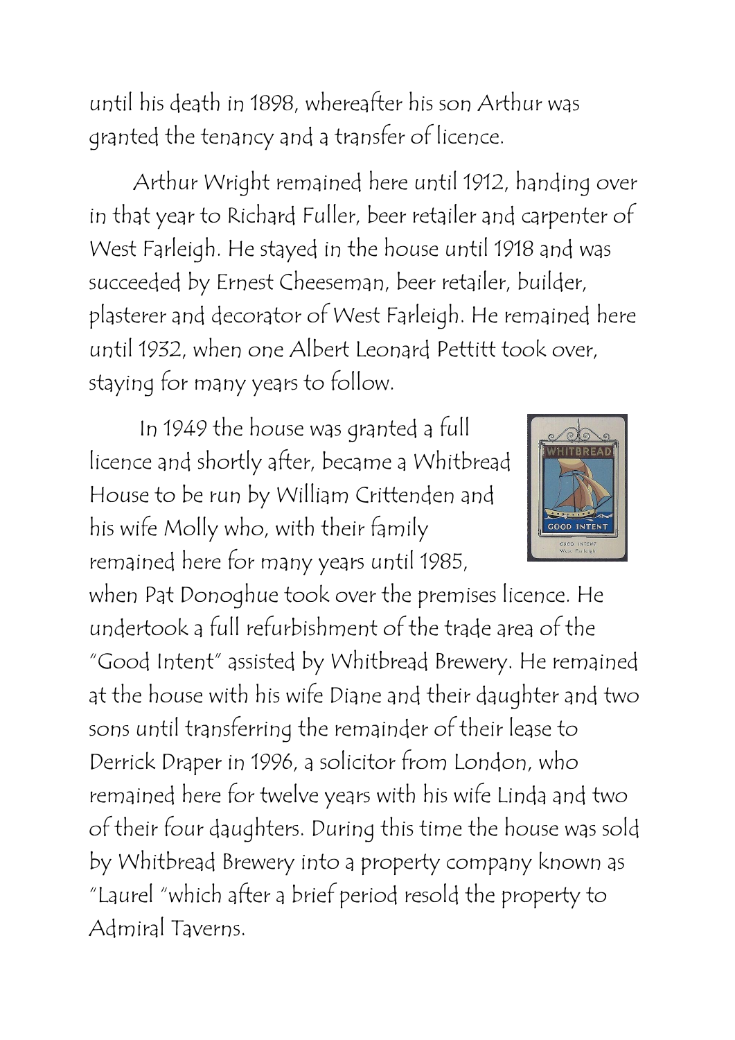until his death in 1898, whereafter his son Arthur was granted the tenancy and a transfer of licence.

Arthur Wright remained here until 1912, handing over in that year to Richard Fuller, beer retailer and carpenter of West Farleigh. He stayed in the house until 1918 and was succeeded by Ernest Cheeseman, beer retailer, builder, plasterer and decorator of West Farleigh. He remained here until 1932, when one Albert Leonard Pettitt took over, staying for many years to follow.

In 1949 the house was granted a full licence and shortly after, became a Whitbread House to be run by William Crittenden and his wife Molly who, with their family remained here for many years until 1985, when Pat Donoghue took over the premises licence. He undertook a full refurbishment of the trade area of the "Good Intent" assisted by Whitbread Brewery. He remained at the house with his wife Diane and their daughter and two sons until transferring the remainder of their lease to Derrick Draper in 1996, a solicitor from London, who remained here for twelve years with his wife Linda and two of their four daughters. During this time the house was sold by Whitbread Brewery into a property company known as "Laurel "which after a brief period resold the property to Admiral Taverns.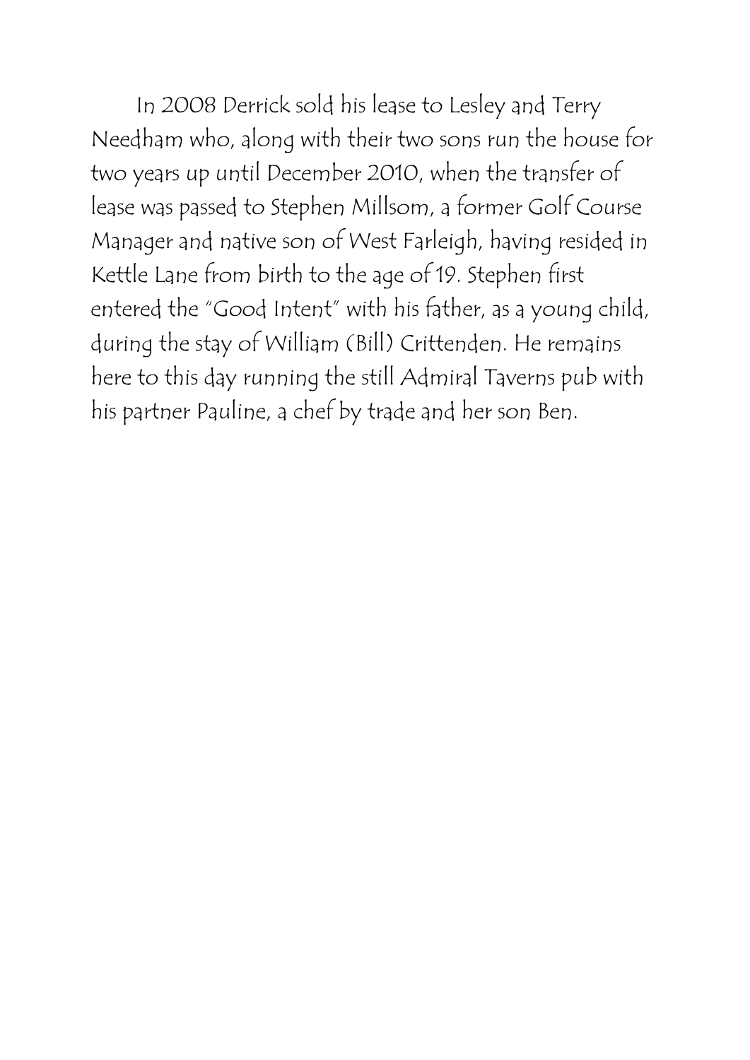In 2008 Derrick sold his lease to Lesley and Terry Needham who, along with their two sons run the house for two years up until December 2010, when the transfer of lease was passed to Stephen Millsom, a former Golf Course Manager and native son of West Farleigh, having resided in Kettle Lane from birth to the age of 19. Stephen first entered the "Good Intent" with his father, as a young child, during the stay of William (Bill) Crittenden. He remains here to this day running the still Admiral Taverns pub with his partner Pauline, a chef by trade and her son Ben.